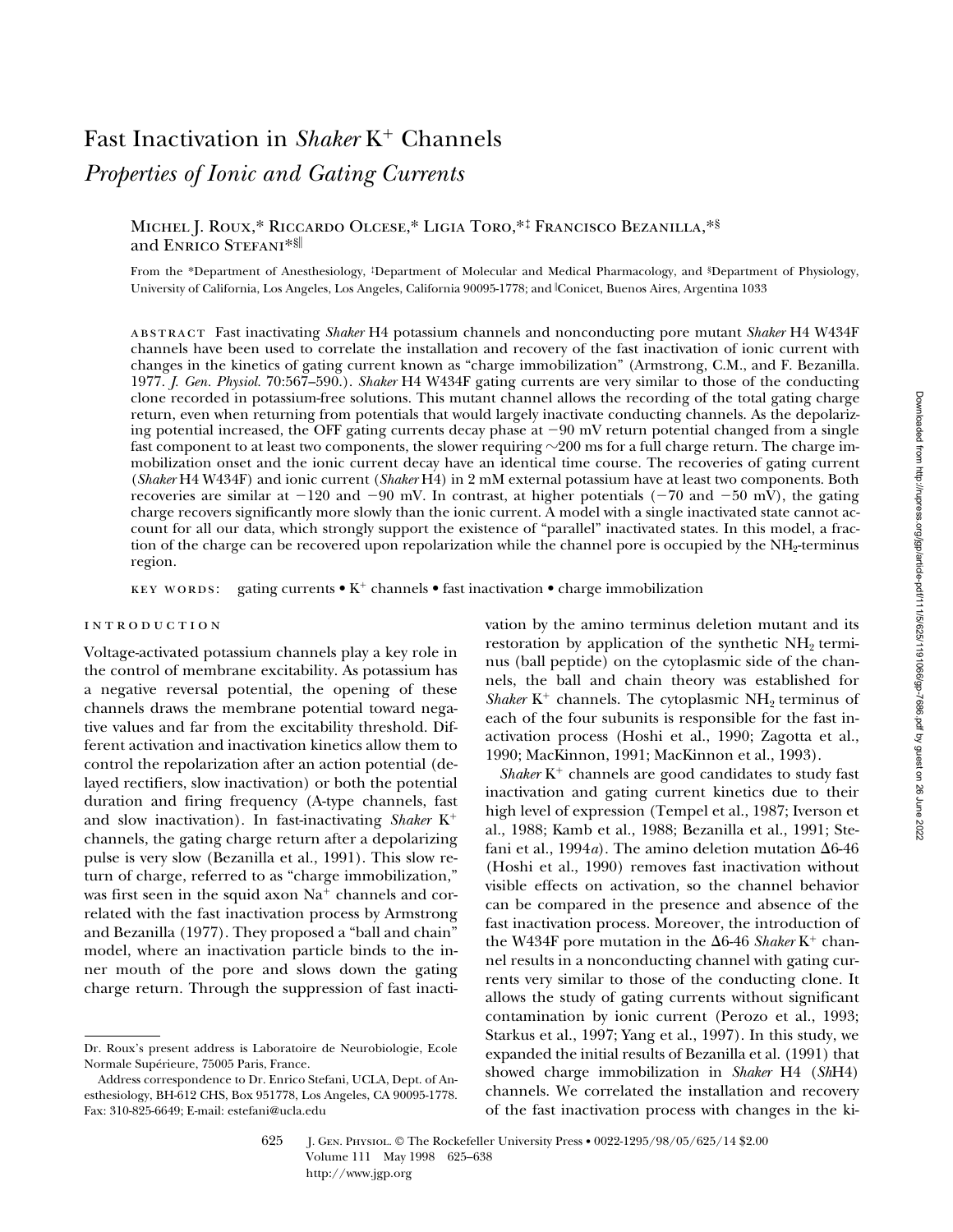# Fast Inactivation in *Shaker* $K^+$ Channels

## *Properties of Ionic and Gating Currents*

Michel J. Roux,* Riccardo Olcese,* Ligia Toro,*‡ Francisco Bezanilla,*§ and Enrico Stefani*§‖

From the *Department of Anesthesiology, ‡Department of Molecular and Medical Pharmacology, and §Department of Physiology, University of California, Los Angeles, Los Angeles, California 90095-1778; and ‖Conicet, Buenos Aires, Argentina 1033

abstract Fast inactivating *Shaker* H4 potassium channels and nonconducting pore mutant *Shaker* H4 W434F channels have been used to correlate the installation and recovery of the fast inactivation of ionic current with changes in the kinetics of gating current known as "charge immobilization" (Armstrong, C.M., and F. Bezanilla. 1977. *J. Gen. Physiol.* 70:567–590.). *Shaker* H4 W434F gating currents are very similar to those of the conducting clone recorded in potassium-free solutions. This mutant channel allows the recording of the total gating charge return, even when returning from potentials that would largely inactivate conducting channels. As the depolarizing potential increased, the OFF gating currents decay phase at −90 mV return potential changed from a single fast component to at least two components, the slower requiring ~200 ms for a full charge return. The charge immobilization onset and the ionic current decay have an identical time course. The recoveries of gating current (*Shaker* H4 W434F) and ionic current (*Shaker* H4) in 2 mM external potassium have at least two components. Both recoveries are similar at −120 and −90 mV. In contrast, at higher potentials (−70 and −50 mV), the gating charge recovers significantly more slowly than the ionic current. A model with a single inactivated state cannot account for all our data, which strongly support the existence of "parallel" inactivated states. In this model, a fraction of the charge can be recovered upon repolarization while the channel pore is occupied by the $NH_2$-terminus region.

key words: gating currents • $K^+$ channels • fast inactivation • charge immobilization

## introduction

Voltage-activated potassium channels play a key role in the control of membrane excitability. As potassium has a negative reversal potential, the opening of these channels draws the membrane potential toward negative values and far from the excitability threshold. Different activation and inactivation kinetics allow them to control the repolarization after an action potential (delayed rectifiers, slow inactivation) or both the potential duration and firing frequency (A-type channels, fast and slow inactivation). In fast-inactivating *Shaker* $K^+$ channels, the gating charge return after a depolarizing pulse is very slow (Bezanilla et al., 1991). This slow return of charge, referred to as "charge immobilization," was first seen in the squid axon $Na^+$ channels and correlated with the fast inactivation process by Armstrong and Bezanilla (1977). They proposed a "ball and chain" model, where an inactivation particle binds to the inner mouth of the pore and slows down the gating charge return. Through the suppression of fast inactivation by the amino terminus deletion mutant and its restoration by application of the synthetic $NH_2$ terminus (ball peptide) on the cytoplasmic side of the channels, the ball and chain theory was established for *Shaker* $K^+$ channels. The cytoplasmic $NH_2$ terminus of each of the four subunits is responsible for the fast inactivation process (Hoshi et al., 1990; Zagotta et al., 1990; MacKinnon, 1991; MacKinnon et al., 1993).

*Shaker* $K^+$ channels are good candidates to study fast inactivation and gating current kinetics due to their high level of expression (Tempel et al., 1987; Iverson et al., 1988; Kamb et al., 1988; Bezanilla et al., 1991; Stefani et al., 1994*a*). The amino deletion mutation Δ6-46 (Hoshi et al., 1990) removes fast inactivation without visible effects on activation, so the channel behavior can be compared in the presence and absence of the fast inactivation process. Moreover, the introduction of the W434F pore mutation in the Δ6-46 *Shaker* $K^+$ channel results in a nonconducting channel with gating currents very similar to those of the conducting clone. It allows the study of gating currents without significant contamination by ionic current (Perozo et al., 1993; Starkus et al., 1997; Yang et al., 1997). In this study, we expanded the initial results of Bezanilla et al. (1991) that showed charge immobilization in *Shaker* H4 (*Sh*H4) channels. We correlated the installation and recovery of the fast inactivation process with changes in the ki-

Dr. Roux's present address is Laboratoire de Neurobiologie, Ecole Normale Supérieure, 75005 Paris, France.

Address correspondence to Dr. Enrico Stefani, UCLA, Dept. of Anesthesiology, BH-612 CHS, Box 951778, Los Angeles, CA 90095-1778. Fax: 310-825-6649; E-mail: estefani@ucla.edu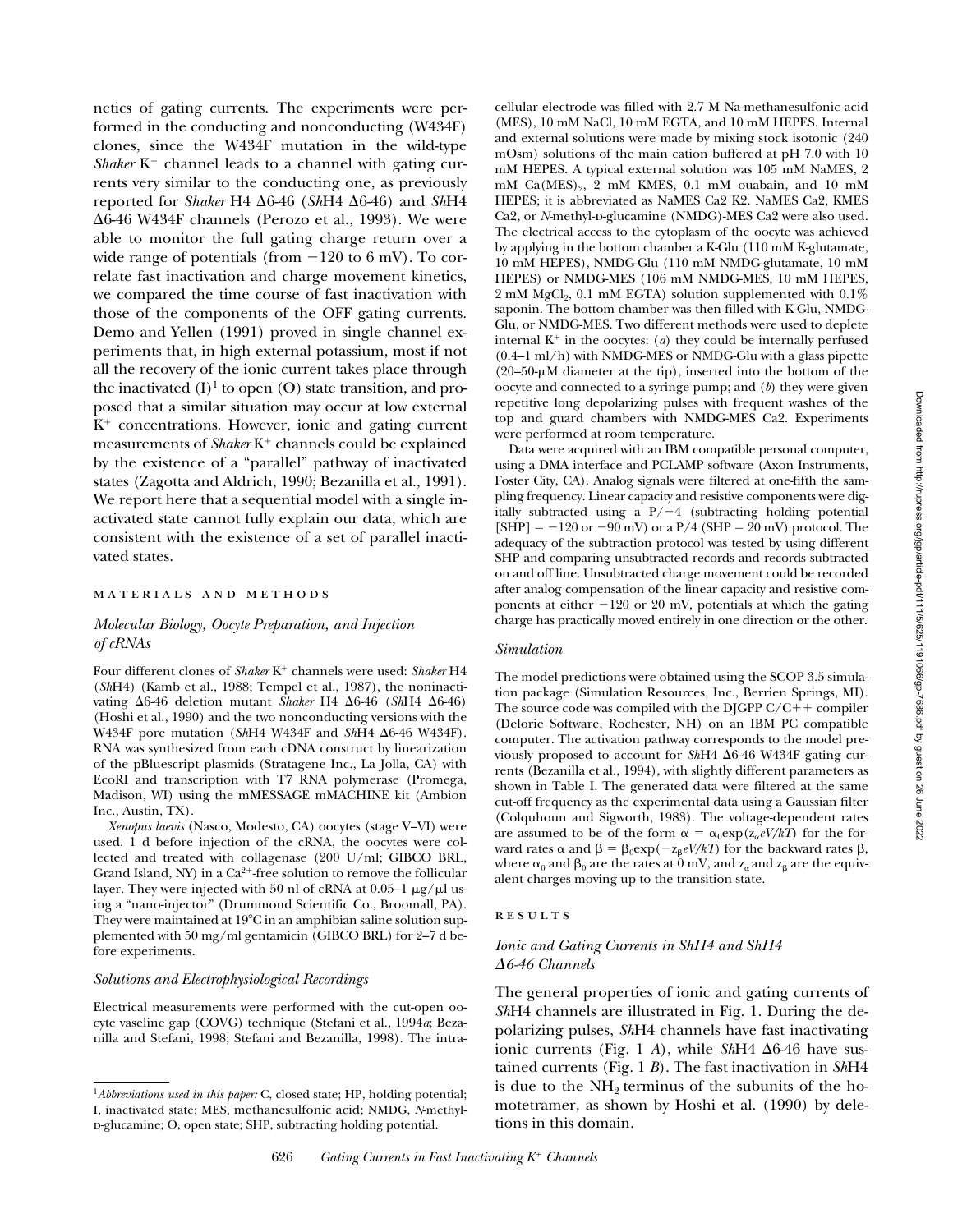netics of gating currents. The experiments were performed in the conducting and nonconducting (W434F) clones, since the W434F mutation in the wild-type *Shaker* $K^+$ channel leads to a channel with gating currents very similar to the conducting one, as previously reported for *Shaker* H4 Δ6-46 (*Sh*H4 Δ6-46) and *Sh*H4 Δ6-46 W434F channels (Perozo et al., 1993). We were able to monitor the full gating charge return over a wide range of potentials (from −120 to 6 mV). To correlate fast inactivation and charge movement kinetics, we compared the time course of fast inactivation with those of the components of the OFF gating currents. Demo and Yellen (1991) proved in single channel experiments that, in high external potassium, most if not all the recovery of the ionic current takes place through the inactivated (I)[1] to open (O) state transition, and proposed that a similar situation may occur at low external $K^+$ concentrations. However, ionic and gating current measurements of *Shaker* $K^+$ channels could be explained by the existence of a "parallel" pathway of inactivated states (Zagotta and Aldrich, 1990; Bezanilla et al., 1991). We report here that a sequential model with a single inactivated state cannot fully explain our data, which are consistent with the existence of a set of parallel inactivated states.

## MATERIALS AND METHODS

### Molecular Biology, Oocyte Preparation, and Injection of cRNAs

Four different clones of *Shaker* $K^+$ channels were used: *Shaker* H4 (*Sh*H4) (Kamb et al., 1988; Tempel et al., 1987), the noninactivating Δ6-46 deletion mutant *Shaker* H4 Δ6-46 (*Sh*H4 Δ6-46) (Hoshi et al., 1990) and the two nonconducting versions with the W434F pore mutation (*Sh*H4 W434F and *Sh*H4 Δ6-46 W434F). RNA was synthesized from each cDNA construct by linearization of the pBluescript plasmids (Stratagene Inc., La Jolla, CA) with EcoRI and transcription with T7 RNA polymerase (Promega, Madison, WI) using the mMESSAGE mMACHINE kit (Ambion Inc., Austin, TX).

*Xenopus laevis* (Nasco, Modesto, CA) oocytes (stage V–VI) were used. 1 d before injection of the cRNA, the oocytes were collected and treated with collagenase (200 U/ml; GIBCO BRL, Grand Island, NY) in a $Ca^{2+}$-free solution to remove the follicular layer. They were injected with 50 nl of cRNA at 0.05–1 μg/μl using a "nano-injector" (Drummond Scientific Co., Broomall, PA). They were maintained at 19°C in an amphibian saline solution supplemented with 50 mg/ml gentamicin (GIBCO BRL) for 2–7 d before experiments.

### Solutions and Electrophysiological Recordings

Electrical measurements were performed with the cut-open oocyte vaseline gap (COVG) technique (Stefani et al., 1994*a*; Bezanilla and Stefani, 1998; Stefani and Bezanilla, 1998). The intracellular electrode was filled with 2.7 M Na-methanesulfonic acid (MES), 10 mM NaCl, 10 mM EGTA, and 10 mM HEPES. Internal and external solutions were made by mixing stock isotonic (240 mOsm) solutions of the main cation buffered at pH 7.0 with 10 mM HEPES. A typical external solution was 105 mM NaMES, 2 mM $Ca(MES)_2$, 2 mM KMES, 0.1 mM ouabain, and 10 mM HEPES; it is abbreviated as NaMES Ca2 K2. NaMES Ca2, KMES Ca2, or *N*-methyl-D-glucamine (NMDG)-MES Ca2 were also used. The electrical access to the cytoplasm of the oocyte was achieved by applying in the bottom chamber a K-Glu (110 mM K-glutamate, 10 mM HEPES), NMDG-Glu (110 mM NMDG-glutamate, 10 mM HEPES) or NMDG-MES (106 mM NMDG-MES, 10 mM HEPES, 2 mM $MgCl_2$, 0.1 mM EGTA) solution supplemented with 0.1% saponin. The bottom chamber was then filled with K-Glu, NMDG-Glu, or NMDG-MES. Two different methods were used to deplete internal $K^+$ in the oocytes: (*a*) they could be internally perfused (0.4–1 ml/h) with NMDG-MES or NMDG-Glu with a glass pipette (20–50-μM diameter at the tip), inserted into the bottom of the oocyte and connected to a syringe pump; and (*b*) they were given repetitive long depolarizing pulses with frequent washes of the top and guard chambers with NMDG-MES Ca2. Experiments were performed at room temperature.

Data were acquired with an IBM compatible personal computer, using a DMA interface and PCLAMP software (Axon Instruments, Foster City, CA). Analog signals were filtered at one-fifth the sampling frequency. Linear capacity and resistive components were digitally subtracted using a P/−4 (subtracting holding potential [SHP] = −120 or −90 mV) or a P/4 (SHP = 20 mV) protocol. The adequacy of the subtraction protocol was tested by using different SHP and comparing unsubtracted records and records subtracted on and off line. Unsubtracted charge movement could be recorded after analog compensation of the linear capacity and resistive components at either −120 or 20 mV, potentials at which the gating charge has practically moved entirely in one direction or the other.

### Simulation

The model predictions were obtained using the SCOP 3.5 simulation package (Simulation Resources, Inc., Berrien Springs, MI). The source code was compiled with the DJGPP C/C++ compiler (Delorie Software, Rochester, NH) on an IBM PC compatible computer. The activation pathway corresponds to the model previously proposed to account for *Sh*H4 Δ6-46 W434F gating currents (Bezanilla et al., 1994), with slightly different parameters as shown in Table I. The generated data were filtered at the same cut-off frequency as the experimental data using a Gaussian filter (Colquhoun and Sigworth, 1983). The voltage-dependent rates are assumed to be of the form $\alpha = \alpha_0 \exp(z_\alpha eV/kT)$ for the forward rates α and $\beta = \beta_0 \exp(-z_\beta eV/kT)$ for the backward rates β, where $\alpha_0$ and $\beta_0$ are the rates at 0 mV, and $z_\alpha$ and $z_\beta$ are the equivalent charges moving up to the transition state.

## RESULTS

### Ionic and Gating Currents in ShH4 and ShH4 Δ6-46 Channels

The general properties of ionic and gating currents of *Sh*H4 channels are illustrated in Fig. 1. During the depolarizing pulses, *Sh*H4 channels have fast inactivating ionic currents (Fig. 1 *A*), while *Sh*H4 Δ6-46 have sustained currents (Fig. 1 *B*). The fast inactivation in *Sh*H4 is due to the $NH_2$ terminus of the subunits of the homotetramer, as shown by Hoshi et al. (1990) by deletions in this domain.

[1] *Abbreviations used in this paper:* C, closed state; HP, holding potential; I, inactivated state; MES, methanesulfonic acid; NMDG, *N*-methyl-D-glucamine; O, open state; SHP, subtracting holding potential.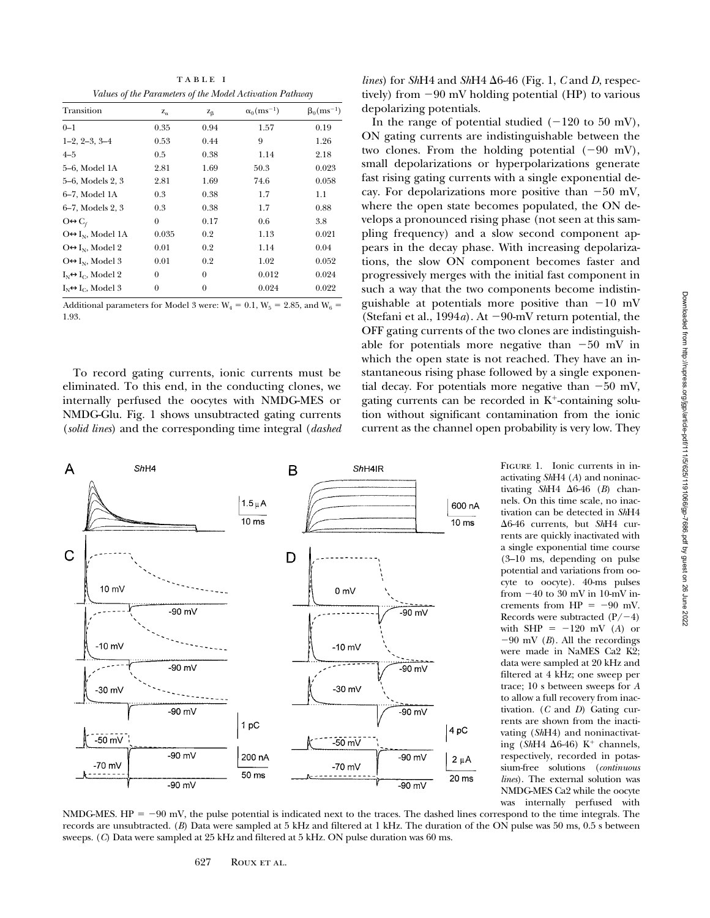TABLE I

*Values of the Parameters of the Model Activation Pathway*

| Transition | $z_\alpha$ | $z_\beta$ | $\alpha_0(\mathrm{ms}^{-1})$ | $\beta_0(\mathrm{ms}^{-1})$ |
|---|---|---|---|---|
| 0–1 | 0.35 | 0.94 | 1.57 | 0.19 |
| 1–2, 2–3, 3–4 | 0.53 | 0.44 | 9 | 1.26 |
| 4–5 | 0.5 | 0.38 | 1.14 | 2.18 |
| 5–6, Model 1A | 2.81 | 1.69 | 50.3 | 0.023 |
| 5–6, Models 2, 3 | 2.81 | 1.69 | 74.6 | 0.058 |
| 6–7, Model 1A | 0.3 | 0.38 | 1.7 | 1.1 |
| 6–7, Models 2, 3 | 0.3 | 0.38 | 1.7 | 0.88 |
| O↔$C_f$ | 0 | 0.17 | 0.6 | 3.8 |
| O↔$I_N$, Model 1A | 0.035 | 0.2 | 1.13 | 0.021 |
| O↔$I_N$, Model 2 | 0.01 | 0.2 | 1.14 | 0.04 |
| O↔$I_N$, Model 3 | 0.01 | 0.2 | 1.02 | 0.052 |
| $I_N$↔$I_C$, Model 2 | 0 | 0 | 0.012 | 0.024 |
| $I_N$↔$I_C$, Model 3 | 0 | 0 | 0.024 | 0.022 |

Additional parameters for Model 3 were: $W_4 = 0.1$, $W_5 = 2.85$, and $W_6 = 1.93$.

To record gating currents, ionic currents must be eliminated. To this end, in the conducting clones, we internally perfused the oocytes with NMDG-MES or NMDG-Glu. Fig. 1 shows unsubtracted gating currents (*solid lines*) and the corresponding time integral (*dashed lines*) for *Sh*H4 and *Sh*H4 Δ6-46 (Fig. 1, *C* and *D*, respectively) from −90 mV holding potential (HP) to various depolarizing potentials.

In the range of potential studied (−120 to 50 mV), ON gating currents are indistinguishable between the two clones. From the holding potential (−90 mV), small depolarizations or hyperpolarizations generate fast rising gating currents with a single exponential decay. For depolarizations more positive than −50 mV, where the open state becomes populated, the ON develops a pronounced rising phase (not seen at this sampling frequency) and a slow second component appears in the decay phase. With increasing depolarizations, the slow ON component becomes faster and progressively merges with the initial fast component in such a way that the two components become indistinguishable at potentials more positive than −10 mV (Stefani et al., 1994*a*). At −90-mV return potential, the OFF gating currents of the two clones are indistinguishable for potentials more negative than −50 mV in which the open state is not reached. They have an instantaneous rising phase followed by a single exponential decay. For potentials more negative than −50 mV, gating currents can be recorded in $K^+$-containing solution without significant contamination from the ionic current as the channel open probability is very low. They

FIGURE 1. Ionic currents in inactivating *Sh*H4 (*A*) and noninactivating *Sh*H4 Δ6-46 (*B*) channels. On this time scale, no inactivation can be detected in *Sh*H4 Δ6-46 currents, but *Sh*H4 currents are quickly inactivated with a single exponential time course (3–10 ms, depending on pulse potential and variations from oocyte to oocyte). 40-ms pulses from −40 to 30 mV in 10-mV increments from HP = −90 mV. Records were subtracted (P/−4) with SHP = −120 mV (*A*) or −90 mV (*B*). All the recordings were made in NaMES Ca2 K2; data were sampled at 20 kHz and filtered at 4 kHz; one sweep per trace; 10 s between sweeps for *A* to allow a full recovery from inactivation. (*C* and *D*) Gating currents are shown from the inactivating (*Sh*H4) and noninactivating (*Sh*H4 Δ6-46) $K^+$ channels, respectively, recorded in potassium-free solutions (*continuous lines*). The external solution was NMDG-MES Ca2 while the oocyte was internally perfused with NMDG-MES. HP = −90 mV, the pulse potential is indicated next to the traces. The dashed lines correspond to the time integrals. The records are unsubtracted. (*B*) Data were sampled at 5 kHz and filtered at 1 kHz. The duration of the ON pulse was 50 ms, 0.5 s between sweeps. (*C*) Data were sampled at 25 kHz and filtered at 5 kHz. ON pulse duration was 60 ms.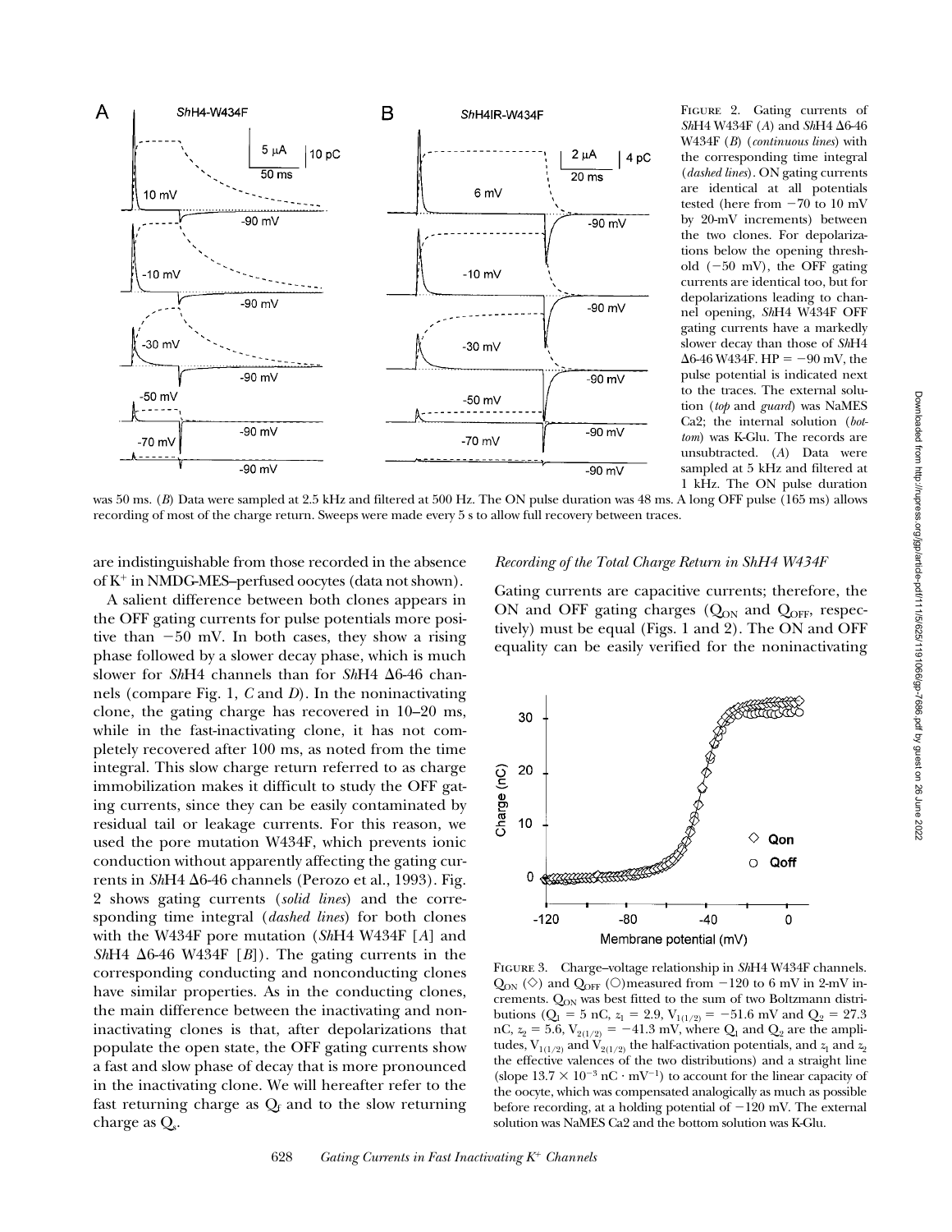FIGURE 2. Gating currents of *Sh*H4 W434F (*A*) and *Sh*H4 Δ6-46 W434F (*B*) (*continuous lines*) with the corresponding time integral (*dashed lines*). ON gating currents are identical at all potentials tested (here from −70 to 10 mV by 20-mV increments) between the two clones. For depolarizations below the opening threshold (−50 mV), the OFF gating currents are identical too, but for depolarizations leading to channel opening, *Sh*H4 W434F OFF gating currents have a markedly slower decay than those of *Sh*H4 Δ6-46 W434F. HP = −90 mV, the pulse potential is indicated next to the traces. The external solution (*top* and *guard*) was NaMES Ca2; the internal solution (*bottom*) was K-Glu. The records are unsubtracted. (*A*) Data were sampled at 5 kHz and filtered at 1 kHz. The ON pulse duration was 50 ms. (*B*) Data were sampled at 2.5 kHz and filtered at 500 Hz. The ON pulse duration was 48 ms. A long OFF pulse (165 ms) allows recording of most of the charge return. Sweeps were made every 5 s to allow full recovery between traces.

are indistinguishable from those recorded in the absence of $K^+$ in NMDG-MES–perfused oocytes (data not shown).

A salient difference between both clones appears in the OFF gating currents for pulse potentials more positive than −50 mV. In both cases, they show a rising phase followed by a slower decay phase, which is much slower for *Sh*H4 than for *Sh*H4 Δ6-46 channels (compare Fig. 1, *C* and *D*). In the noninactivating clone, the gating charge has recovered in 10–20 ms, while in the fast-inactivating clone, it has not completely recovered after 100 ms, as noted from the time integral. This slow charge return referred to as charge immobilization makes it difficult to study the OFF gating currents, since they can be easily contaminated by residual tail or leakage currents. For this reason, we used the pore mutation W434F, which prevents ionic conduction without apparently affecting the gating currents in *Sh*H4 Δ6-46 channels (Perozo et al., 1993). Fig. 2 shows gating currents (*solid lines*) and the corresponding time integral (*dashed lines*) for both clones with the W434F pore mutation (*Sh*H4 W434F [*A*] and *Sh*H4 Δ6-46 W434F [*B*]). The gating currents in the corresponding conducting and nonconducting clones have similar properties. As in the conducting clones, the main difference between the inactivating and noninactivating clones is that, after depolarizations that populate the open state, the OFF gating currents show a fast and slow phase of decay that is more pronounced in the inactivating clone. We will hereafter refer to the fast returning charge as $Q_f$ and to the slow returning charge as $Q_s$.

### *Recording of the Total Charge Return in ShH4 W434F*

Gating currents are capacitive currents; therefore, the ON and OFF gating charges ($Q_{ON}$ and $Q_{OFF}$, respectively) must be equal (Figs. 1 and 2). The ON and OFF equality can be easily verified for the noninactivating

FIGURE 3. Charge–voltage relationship in *Sh*H4 W434F channels. $Q_{ON}$ (◇) and $Q_{OFF}$ (○) measured from −120 to 6 mV in 2-mV increments. $Q_{ON}$ was best fitted to the sum of two Boltzmann distributions ($Q_1$ = 5 nC, $z_1$ = 2.9, $V_{1(1/2)}$ = −51.6 mV and $Q_2$ = 27.3 nC, $z_2$ = 5.6, $V_{2(1/2)}$ = −41.3 mV, where $Q_1$ and $Q_2$ are the amplitudes, $V_{1(1/2)}$ and $V_{2(1/2)}$ the half-activation potentials, and $z_1$ and $z_2$ the effective valences of the two distributions) and a straight line (slope $13.7 \times 10^{-3}$ nC · mV$^{-1}$) to account for the linear capacity of the oocyte, which was compensated analogically as much as possible before recording, at a holding potential of −120 mV. The external solution was NaMES Ca2 and the bottom solution was K-Glu.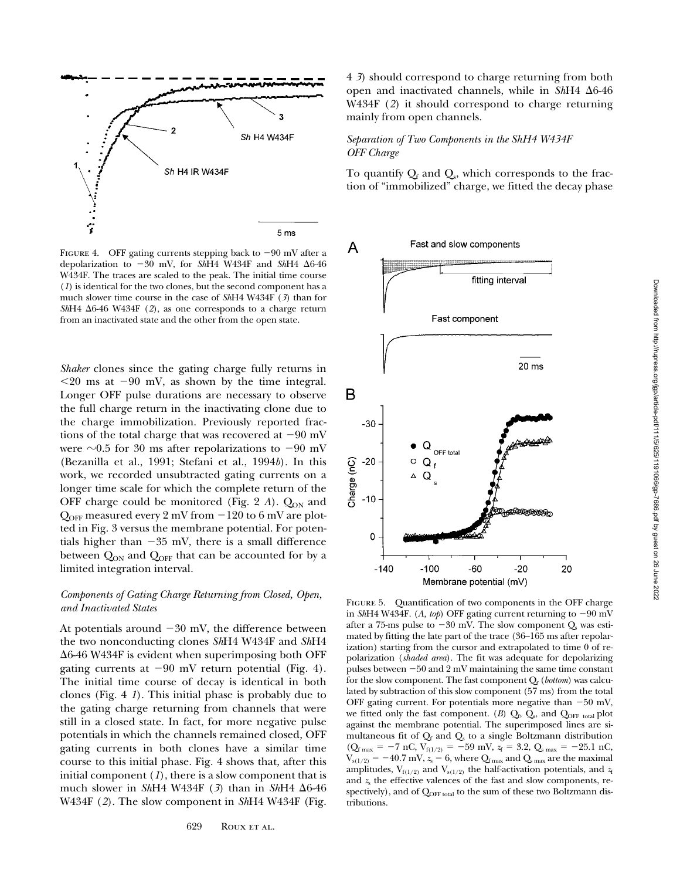FIGURE 4. OFF gating currents stepping back to −90 mV after a depolarization to −30 mV, for *Sh*H4 W434F and *Sh*H4 Δ6-46 W434F. The traces are scaled to the peak. The initial time course (*1*) is identical for the two clones, but the second component has a much slower time course in the case of *Sh*H4 W434F (*3*) than for *Sh*H4 Δ6-46 W434F (*2*), as one corresponds to a charge return from an inactivated state and the other from the open state.

*Shaker* clones since the gating charge fully returns in <20 ms at −90 mV, as shown by the time integral. Longer OFF pulse durations are necessary to observe the full charge return in the inactivating clone due to the charge immobilization. Previously reported fractions of the total charge that was recovered at −90 mV were ∼0.5 for 30 ms after repolarizations to −90 mV (Bezanilla et al., 1991; Stefani et al., 1994*b*). In this work, we recorded unsubtracted gating currents on a longer time scale for which the complete return of the OFF charge could be monitored (Fig. 2 *A*). $Q_{ON}$ and $Q_{OFF}$ measured every 2 mV from −120 to 6 mV are plotted in Fig. 3 versus the membrane potential. For potentials higher than −35 mV, there is a small difference between $Q_{ON}$ and $Q_{OFF}$ that can be accounted for by a limited integration interval.

### *Components of Gating Charge Returning from Closed, Open, and Inactivated States*

At potentials around −30 mV, the difference between the two nonconducting clones *Sh*H4 W434F and *Sh*H4 Δ6-46 W434F is evident when superimposing both OFF gating currents at −90 mV return potential (Fig. 4). The initial time course of decay is identical in both clones (Fig. 4 *1*). This initial phase is probably due to the gating charge returning from channels that were still in a closed state. In fact, for more negative pulse potentials in which the channels remained closed, OFF gating currents in both clones have a similar time course to this initial phase. Fig. 4 shows that, after this initial component (*1*), there is a slow component that is much slower in *Sh*H4 W434F (*3*) than in *Sh*H4 Δ6-46 W434F (*2*). The slow component in *Sh*H4 W434F (Fig. 4 *3*) should correspond to charge returning from both open and inactivated channels, while in *Sh*H4 Δ6-46 W434F (*2*) it should correspond to charge returning mainly from open channels.

### *Separation of Two Components in the ShH4 W434F OFF Charge*

To quantify $Q_f$ and $Q_s$, which corresponds to the fraction of "immobilized" charge, we fitted the decay phase

FIGURE 5. Quantification of two components in the OFF charge in *Sh*H4 W434F. (*A*, *top*) OFF gating current returning to −90 mV after a 75-ms pulse to −30 mV. The slow component $Q_s$ was estimated by fitting the late part of the trace (36–165 ms after repolarization) starting from the cursor and extrapolated to time 0 of repolarization (*shaded area*). The fit was adequate for depolarizing pulses between −50 and 2 mV maintaining the same time constant for the slow component. The fast component $Q_f$ (*bottom*) was calculated by subtraction of this slow component (57 ms) from the total OFF gating current. For potentials more negative than −50 mV, we fitted only the fast component. (*B*) $Q_f$, $Q_s$, and $Q_{OFF\ total}$ plot against the membrane potential. The superimposed lines are simultaneous fit of $Q_f$ and $Q_s$ to a single Boltzmann distribution ($Q_{f\,max}$ = −7 nC, $V_{f(1/2)}$ = −59 mV, $z_f$ = 3.2, $Q_{s\,max}$ = −25.1 nC, $V_{s(1/2)}$ = −40.7 mV, $z_s$ = 6, where $Q_{f\,max}$ and $Q_{s\,max}$ are the maximal amplitudes, $V_{f(1/2)}$ and $V_{s(1/2)}$ the half-activation potentials, and $z_f$ and $z_s$ the effective valences of the fast and slow components, respectively), and of $Q_{OFF\ total}$ to the sum of these two Boltzmann distributions.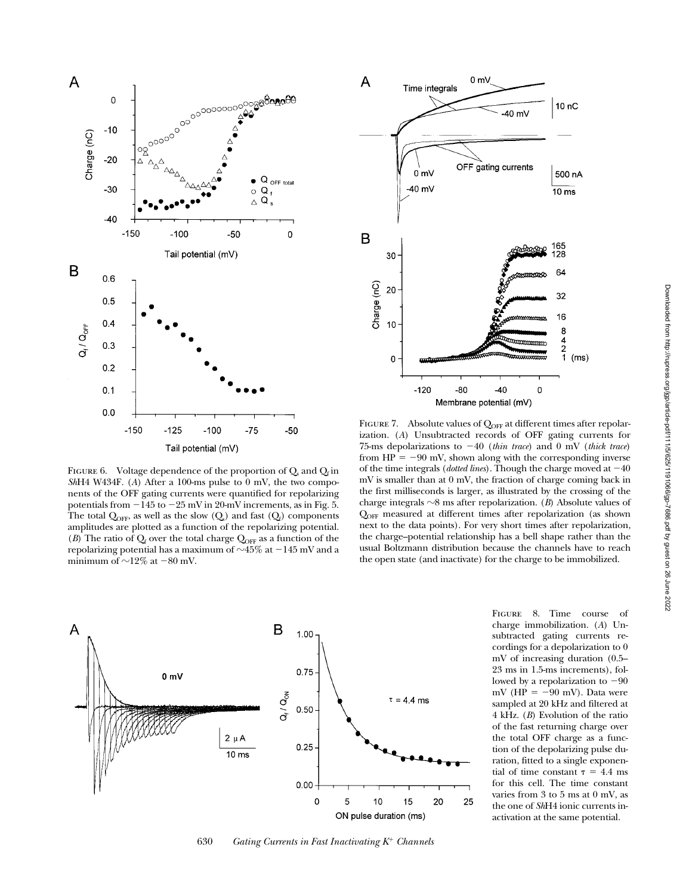FIGURE 6. Voltage dependence of the proportion of $Q_s$ and $Q_f$ in *Sh*H4 W434F. (*A*) After a 100-ms pulse to 0 mV, the two components of the OFF gating currents were quantified for repolarizing potentials from −145 to −25 mV in 20-mV increments, as in Fig. 5. The total $Q_{OFF}$, as well as the slow ($Q_s$) and fast ($Q_f$) components amplitudes are plotted as a function of the repolarizing potential. (*B*) The ratio of $Q_f$ over the total charge $Q_{OFF}$ as a function of the repolarizing potential has a maximum of ∼45% at −145 mV and a minimum of ∼12% at −80 mV.

FIGURE 7. Absolute values of $Q_{OFF}$ at different times after repolarization. (*A*) Unsubtracted records of OFF gating currents for 75-ms depolarizations to −40 (*thin trace*) and 0 mV (*thick trace*) from HP = −90 mV, shown along with the corresponding inverse of the time integrals (*dotted lines*). Though the charge moved at −40 mV is smaller than at 0 mV, the fraction of charge coming back in the first milliseconds is larger, as illustrated by the crossing of the charge integrals ∼8 ms after repolarization. (*B*) Absolute values of $Q_{OFF}$ measured at different times after repolarization (as shown next to the data points). For very short times after repolarization, the charge–potential relationship has a bell shape rather than the usual Boltzmann distribution because the channels have to reach the open state (and inactivate) for the charge to be immobilized.

FIGURE 8. Time course of charge immobilization. (*A*) Unsubtracted gating currents recordings for a depolarization to 0 mV of increasing duration (0.5–23 ms in 1.5-ms increments), followed by a repolarization to −90 mV (HP = −90 mV). Data were sampled at 20 kHz and filtered at 4 kHz. (*B*) Evolution of the ratio of the fast returning charge over the total OFF charge as a function of the depolarizing pulse duration, fitted to a single exponential of time constant τ = 4.4 ms for this cell. The time constant varies from 3 to 5 ms at 0 mV, as the one of *Sh*H4 ionic currents inactivation at the same potential.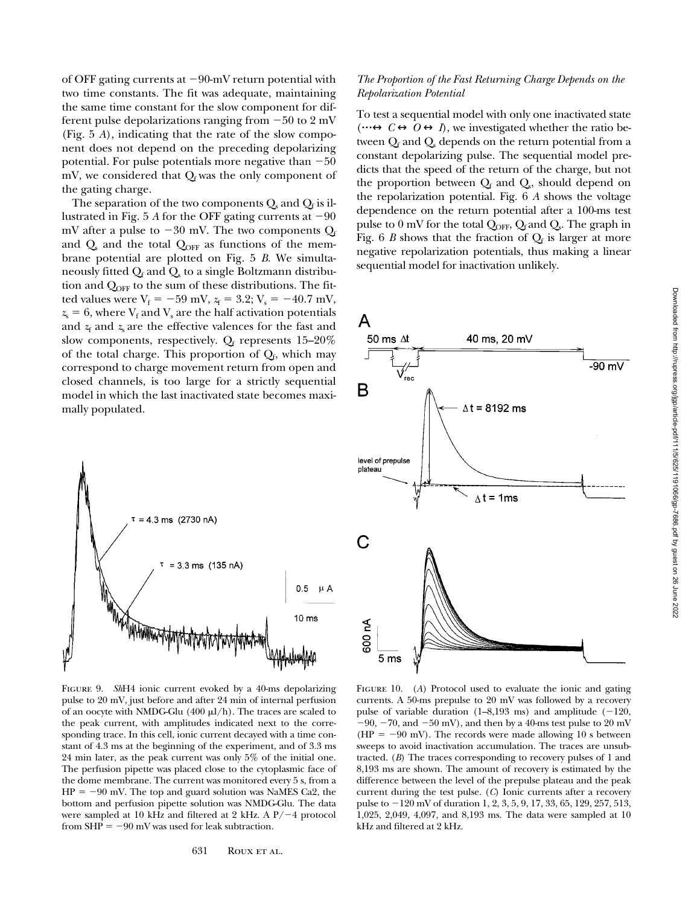of OFF gating currents at −90-mV return potential with two time constants. The fit was adequate, maintaining the same time constant for the slow component for different pulse depolarizations ranging from −50 to 2 mV (Fig. 5 *A*), indicating that the rate of the slow component does not depend on the preceding depolarizing potential. For pulse potentials more negative than −50 mV, we considered that $Q_f$ was the only component of the gating charge.

The separation of the two components $Q_s$ and $Q_f$ is illustrated in Fig. 5 *A* for the OFF gating currents at −90 mV after a pulse to −30 mV. The two components $Q_f$ and $Q_s$ and the total $Q_{OFF}$ as functions of the membrane potential are plotted on Fig. 5 *B*. We simultaneously fitted $Q_f$ and $Q_s$ to a single Boltzmann distribution and $Q_{OFF}$ to the sum of these distributions. The fitted values were $V_f = -59$ mV, $z_f = 3.2$; $V_s = -40.7$ mV, $z_s = 6$, where $V_f$ and $V_s$ are the half activation potentials and $z_f$ and $z_s$ are the effective valences for the fast and slow components, respectively. $Q_f$ represents 15–20% of the total charge. This proportion of $Q_f$, which may correspond to charge movement return from open and closed channels, is too large for a strictly sequential model in which the last inactivated state becomes maximally populated.

### *The Proportion of the Fast Returning Charge Depends on the Repolarization Potential*

To test a sequential model with only one inactivated state ($\cdots \leftrightarrow C \leftrightarrow O \leftrightarrow I$), we investigated whether the ratio between $Q_f$ and $Q_s$ depends on the return potential from a constant depolarizing pulse. The sequential model predicts that the speed of the return of the charge, but not the proportion between $Q_f$ and $Q_s$, should depend on the repolarization potential. Fig. 6 *A* shows the voltage dependence on the return potential after a 100-ms test pulse to 0 mV for the total $Q_{OFF}$, $Q_f$ and $Q_s$. The graph in Fig. 6 *B* shows that the fraction of $Q_f$ is larger at more negative repolarization potentials, thus making a linear sequential model for inactivation unlikely.

FIGURE 9. *Sh*H4 ionic current evoked by a 40-ms depolarizing pulse to 20 mV, just before and after 24 min of internal perfusion of an oocyte with NMDG-Glu (400 μl/h). The traces are scaled to the peak current, with amplitudes indicated next to the corresponding trace. In this cell, ionic current decayed with a time constant of 4.3 ms at the beginning of the experiment, and of 3.3 ms 24 min later, as the peak current was only 5% of the initial one. The perfusion pipette was placed close to the cytoplasmic face of the dome membrane. The current was monitored every 5 s, from a HP = −90 mV. The top and guard solution was NaMES Ca2, the bottom and perfusion pipette solution was NMDG-Glu. The data were sampled at 10 kHz and filtered at 2 kHz. A P/−4 protocol from SHP = −90 mV was used for leak subtraction.

FIGURE 10. (*A*) Protocol used to evaluate the ionic and gating currents. A 50-ms prepulse to 20 mV was followed by a recovery pulse of variable duration (1–8,193 ms) and amplitude (−120, −90, −70, and −50 mV), and then by a 40-ms test pulse to 20 mV (HP = −90 mV). The records were made allowing 10 s between sweeps to avoid inactivation accumulation. The traces are unsubtracted. (*B*) The traces corresponding to recovery pulses of 1 and 8,193 ms are shown. The amount of recovery is estimated by the difference between the level of the prepulse plateau and the peak current during the test pulse. (*C*) Ionic currents after a recovery pulse to −120 mV of duration 1, 2, 3, 5, 9, 17, 33, 65, 129, 257, 513, 1,025, 2,049, 4,097, and 8,193 ms. The data were sampled at 10 kHz and filtered at 2 kHz.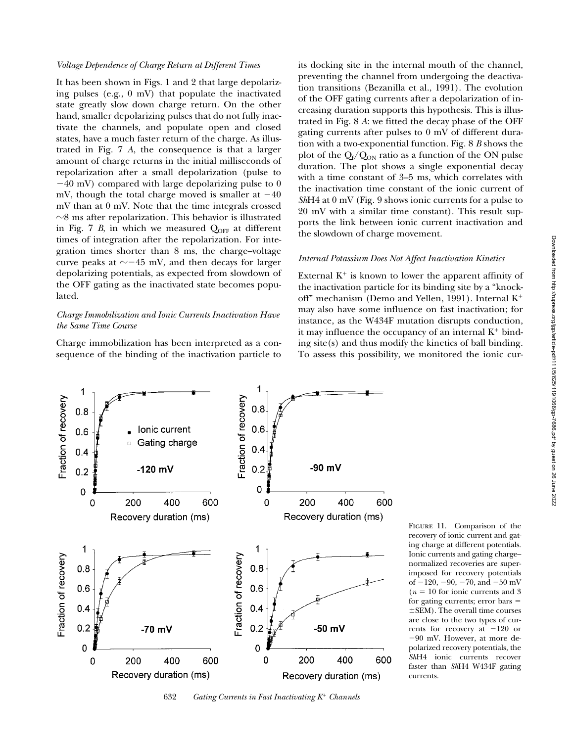*Voltage Dependence of Charge Return at Different Times*

It has been shown in Figs. 1 and 2 that large depolarizing pulses (e.g., 0 mV) that populate the inactivated state greatly slow down charge return. On the other hand, smaller depolarizing pulses that do not fully inactivate the channels, and populate open and closed states, have a much faster return of the charge. As illustrated in Fig. 7 *A*, the consequence is that a larger amount of charge returns in the initial milliseconds of repolarization after a small depolarization (pulse to −40 mV) compared with large depolarizing pulse to 0 mV, though the total charge moved is smaller at −40 mV than at 0 mV. Note that the time integrals crossed ∼8 ms after repolarization. This behavior is illustrated in Fig. 7 *B*, in which we measured $Q_{OFF}$ at different times of integration after the repolarization. For integration times shorter than 8 ms, the charge–voltage curve peaks at ∼−45 mV, and then decays for larger depolarizing potentials, as expected from slowdown of the OFF gating as the inactivated state becomes populated.

*Charge Immobilization and Ionic Currents Inactivation Have the Same Time Course*

Charge immobilization has been interpreted as a consequence of the binding of the inactivation particle to its docking site in the internal mouth of the channel, preventing the channel from undergoing the deactivation transitions (Bezanilla et al., 1991). The evolution of the OFF gating currents after a depolarization of increasing duration supports this hypothesis. This is illustrated in Fig. 8 *A*: we fitted the decay phase of the OFF gating currents after pulses to 0 mV of different duration with a two-exponential function. Fig. 8 *B* shows the plot of the $Q_f/Q_{ON}$ ratio as a function of the ON pulse duration. The plot shows a single exponential decay with a time constant of 3–5 ms, which correlates with the inactivation time constant of the ionic current of *Sh*H4 at 0 mV (Fig. 9 shows ionic currents for a pulse to 20 mV with a similar time constant). This result supports the link between ionic current inactivation and the slowdown of charge movement.

*Internal Potassium Does Not Affect Inactivation Kinetics*

External $K^+$ is known to lower the apparent affinity of the inactivation particle for its binding site by a "knock-off" mechanism (Demo and Yellen, 1991). Internal $K^+$ may also have some influence on fast inactivation; for instance, as the W434F mutation disrupts conduction, it may influence the occupancy of an internal $K^+$ binding site(s) and thus modify the kinetics of ball binding. To assess this possibility, we monitored the ionic cur-

FIGURE 11. Comparison of the recovery of ionic current and gating charge at different potentials. Ionic currents and gating charge–normalized recoveries are superimposed for recovery potentials of −120, −90, −70, and −50 mV ($n = 10$ for ionic currents and 3 for gating currents; error bars = ±SEM). The overall time courses are close to the two types of currents for recovery at −120 or −90 mV. However, at more depolarized recovery potentials, the *Sh*H4 ionic currents recover faster than *Sh*H4 W434F gating currents.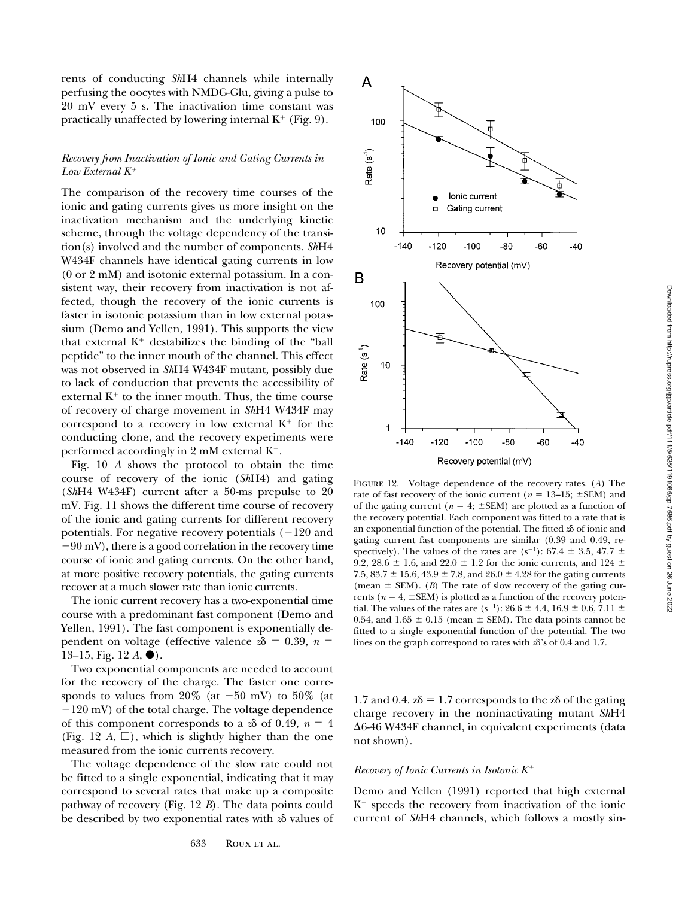rents of conducting *Sh*H4 channels while internally perfusing the oocytes with NMDG-Glu, giving a pulse to 20 mV every 5 s. The inactivation time constant was practically unaffected by lowering internal $K^+$ (Fig. 9).

### *Recovery from Inactivation of Ionic and Gating Currents in Low External* $K^+$

The comparison of the recovery time courses of the ionic and gating currents gives us more insight on the inactivation mechanism and the underlying kinetic scheme, through the voltage dependency of the transition(s) involved and the number of components. *Sh*H4 W434F channels have identical gating currents in low (0 or 2 mM) and isotonic external potassium. In a consistent way, their recovery from inactivation is not affected, though the recovery of the ionic currents is faster in isotonic potassium than in low external potassium (Demo and Yellen, 1991). This supports the view that external $K^+$ destabilizes the binding of the "ball peptide" to the inner mouth of the channel. This effect was not observed in *Sh*H4 W434F mutant, possibly due to lack of conduction that prevents the accessibility of external $K^+$ to the inner mouth. Thus, the time course of recovery of charge movement in *Sh*H4 W434F may correspond to a recovery in low external $K^+$ for the conducting clone, and the recovery experiments were performed accordingly in 2 mM external $K^+$.

Fig. 10 *A* shows the protocol to obtain the time course of recovery of the ionic (*Sh*H4) and gating (*Sh*H4 W434F) current after a 50-ms prepulse to 20 mV. Fig. 11 shows the different time course of recovery of the ionic and gating currents for different recovery potentials. For negative recovery potentials (−120 and −90 mV), there is a good correlation in the recovery time course of ionic and gating currents. On the other hand, at more positive recovery potentials, the gating currents recover at a much slower rate than ionic currents.

The ionic current recovery has a two-exponential time course with a predominant fast component (Demo and Yellen, 1991). The fast component is exponentially dependent on voltage (effective valence $z\delta = 0.39$, $n =$ 13–15, Fig. 12 *A*, ●).

Two exponential components are needed to account for the recovery of the charge. The faster one corresponds to values from 20% (at −50 mV) to 50% (at −120 mV) of the total charge. The voltage dependence of this component corresponds to a $z\delta$ of 0.49, $n = 4$ (Fig. 12 *A*, □), which is slightly higher than the one measured from the ionic currents recovery.

The voltage dependence of the slow rate could not be fitted to a single exponential, indicating that it may correspond to several rates that make up a composite pathway of recovery (Fig. 12 *B*). The data points could be described by two exponential rates with $z\delta$ values of 1.7 and 0.4. $z\delta = 1.7$ corresponds to the $z\delta$ of the gating charge recovery in the noninactivating mutant *Sh*H4 Δ6-46 W434F channel, in equivalent experiments (data not shown).

FIGURE 12. Voltage dependence of the recovery rates. (*A*) The rate of fast recovery of the ionic current ($n$ = 13–15; ±SEM) and of the gating current ($n$ = 4; ±SEM) are plotted as a function of the recovery potential. Each component was fitted to a rate that is an exponential function of the potential. The fitted $z\delta$ of ionic and gating current fast components are similar (0.39 and 0.49, respectively). The values of the rates are ($s^{-1}$): 67.4 ± 3.5, 47.7 ± 9.2, 28.6 ± 1.6, and 22.0 ± 1.2 for the ionic currents, and 124 ± 7.5, 83.7 ± 15.6, 43.9 ± 7.8, and 26.0 ± 4.28 for the gating currents (mean ± SEM). (*B*) The rate of slow recovery of the gating currents ($n$ = 4, ±SEM) is plotted as a function of the recovery potential. The values of the rates are ($s^{-1}$): 26.6 ± 4.4, 16.9 ± 0.6, 7.11 ± 0.54, and 1.65 ± 0.15 (mean ± SEM). The data points cannot be fitted to a single exponential function of the potential. The two lines on the graph correspond to rates with $z\delta$'s of 0.4 and 1.7.

### *Recovery of Ionic Currents in Isotonic* $K^+$

Demo and Yellen (1991) reported that high external $K^+$ speeds the recovery from inactivation of the ionic current of *Sh*H4 channels, which follows a mostly sin-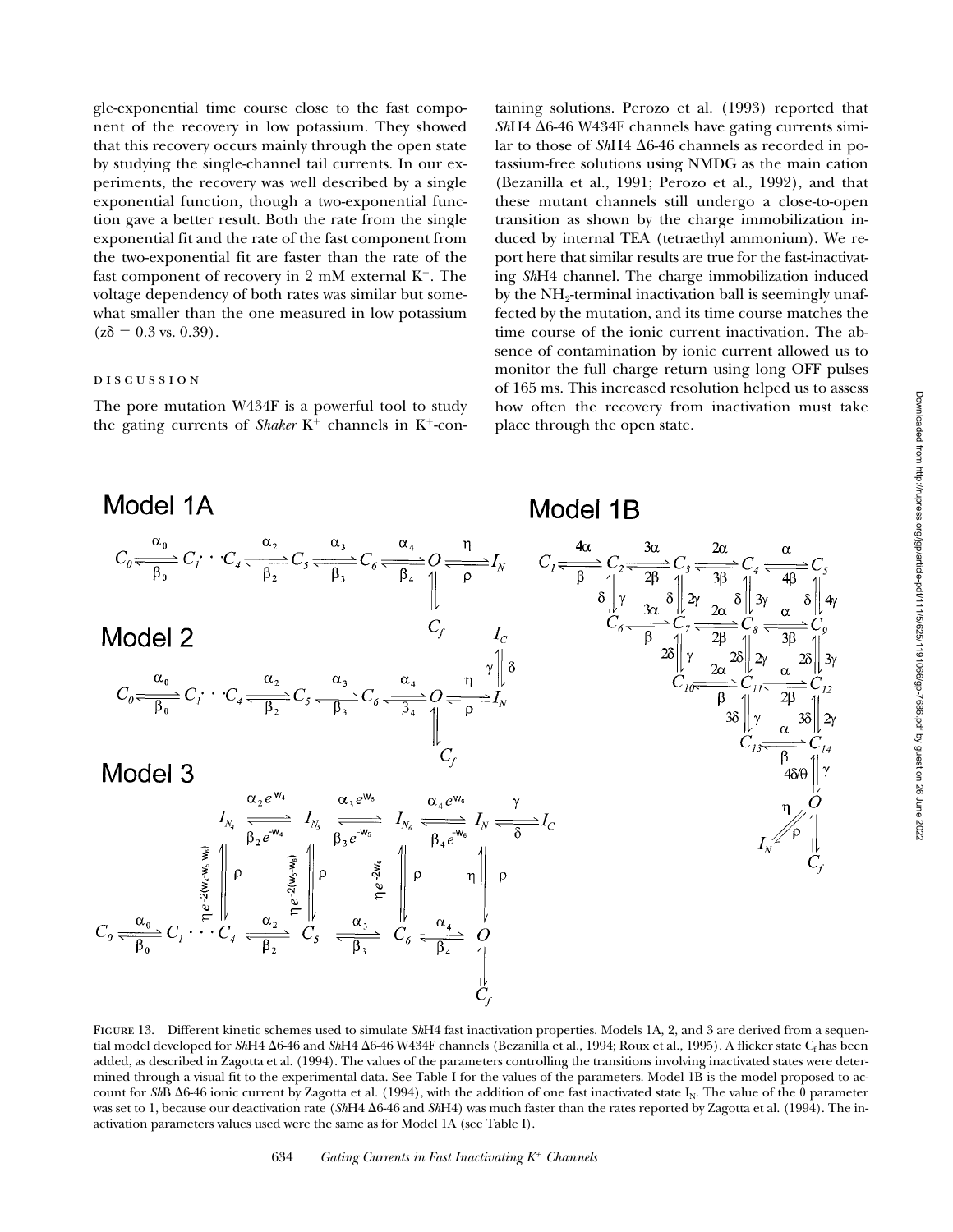gle-exponential time course close to the fast component of the recovery in low potassium. They showed that this recovery occurs mainly through the open state by studying the single-channel tail currents. In our experiments, the recovery was well described by a single exponential function, though a two-exponential function gave a better result. Both the rate from the single exponential fit and the rate of the fast component from the two-exponential fit are faster than the rate of the fast component of recovery in 2 mM external $K^+$. The voltage dependency of both rates was similar but somewhat smaller than the one measured in low potassium ($z\delta = 0.3$ vs. 0.39).

## DISCUSSION

The pore mutation W434F is a powerful tool to study the gating currents of *Shaker* $K^+$ channels in $K^+$-containing solutions. Perozo et al. (1993) reported that *Sh*H4 Δ6-46 W434F channels have gating currents similar to those of *Sh*H4 Δ6-46 channels as recorded in potassium-free solutions using NMDG as the main cation (Bezanilla et al., 1991; Perozo et al., 1992), and that these mutant channels still undergo a close-to-open transition as shown by the charge immobilization induced by internal TEA (tetraethyl ammonium). We report here that similar results are true for the fast-inactivating *Sh*H4 channel. The charge immobilization induced by the $NH_2$-terminal inactivation ball is seemingly unaffected by the mutation, and its time course matches the time course of the ionic current inactivation. The absence of contamination by ionic current allowed us to monitor the full charge return using long OFF pulses of 165 ms. This increased resolution helped us to assess how often the recovery from inactivation must take place through the open state.

FIGURE 13. Different kinetic schemes used to simulate *Sh*H4 fast inactivation properties. Models 1A, 2, and 3 are derived from a sequential model developed for *Sh*H4 Δ6-46 and *Sh*H4 Δ6-46 W434F channels (Bezanilla et al., 1994; Roux et al., 1995). A flicker state $C_f$ has been added, as described in Zagotta et al. (1994). The values of the parameters controlling the transitions involving inactivated states were determined through a visual fit to the experimental data. See Table I for the values of the parameters. Model 1B is the model proposed to account for *Sh*B Δ6-46 ionic current by Zagotta et al. (1994), with the addition of one fast inactivated state $I_N$. The value of the θ parameter was set to 1, because our deactivation rate (*Sh*H4 Δ6-46 and *Sh*H4) was much faster than the rates reported by Zagotta et al. (1994). The inactivation parameters values used were the same as for Model 1A (see Table I).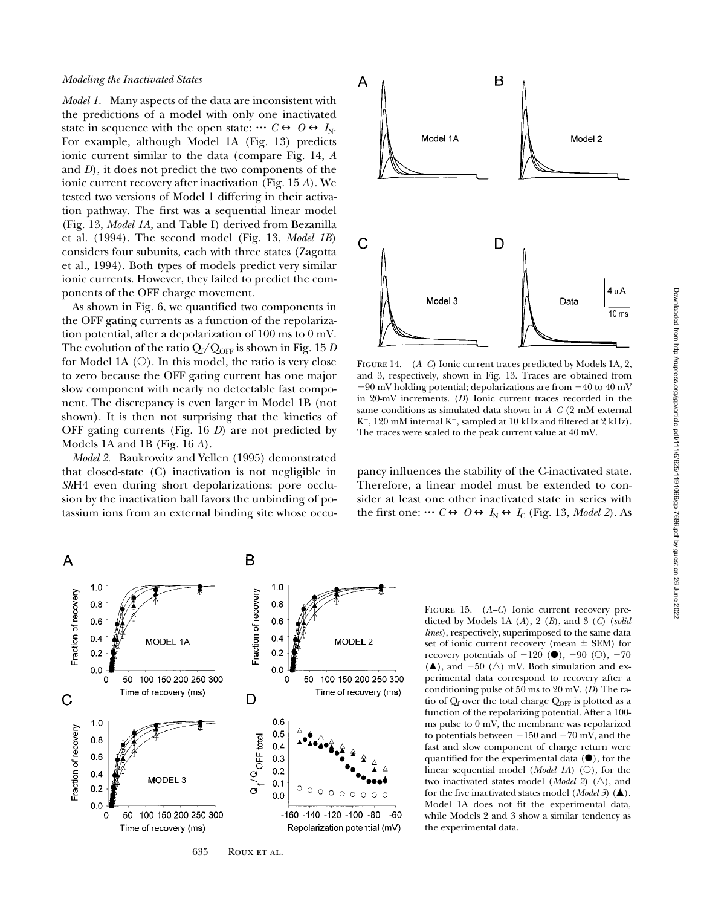### Modeling the Inactivated States

*Model 1.* Many aspects of the data are inconsistent with the predictions of a model with only one inactivated state in sequence with the open state: $\cdots C \leftrightarrow O \leftrightarrow I_N$. For example, although Model 1A (Fig. 13) predicts ionic current similar to the data (compare Fig. 14, *A* and *D*), it does not predict the two components of the ionic current recovery after inactivation (Fig. 15 *A*). We tested two versions of Model 1 differing in their activation pathway. The first was a sequential linear model (Fig. 13, *Model 1A*, and Table I) derived from Bezanilla et al. (1994). The second model (Fig. 13, *Model 1B*) considers four subunits, each with three states (Zagotta et al., 1994). Both types of models predict very similar ionic currents. However, they failed to predict the components of the OFF charge movement.

As shown in Fig. 6, we quantified two components in the OFF gating currents as a function of the repolarization potential, after a depolarization of 100 ms to 0 mV. The evolution of the ratio $Q_f/Q_{OFF}$ is shown in Fig. 15 *D* for Model 1A (○). In this model, the ratio is very close to zero because the OFF gating current has one major slow component with nearly no detectable fast component. The discrepancy is even larger in Model 1B (not shown). It is then not surprising that the kinetics of OFF gating currents (Fig. 16 *D*) are not predicted by Models 1A and 1B (Fig. 16 *A*).

*Model 2.* Baukrowitz and Yellen (1995) demonstrated that closed-state (C) inactivation is not negligible in *Sh*H4 even during short depolarizations: pore occlusion by the inactivation ball favors the unbinding of potassium ions from an external binding site whose occupancy influences the stability of the C-inactivated state. Therefore, a linear model must be extended to consider at least one other inactivated state in series with the first one: $\cdots C \leftrightarrow O \leftrightarrow I_N \leftrightarrow I_C$ (Fig. 13, *Model 2*). As

Figure 14. (*A*–*C*) Ionic current traces predicted by Models 1A, 2, and 3, respectively, shown in Fig. 13. Traces are obtained from −90 mV holding potential; depolarizations are from −40 to 40 mV in 20-mV increments. (*D*) Ionic current traces recorded in the same conditions as simulated data shown in *A*–*C* (2 mM external $K^+$, 120 mM internal $K^+$, sampled at 10 kHz and filtered at 2 kHz). The traces were scaled to the peak current value at 40 mV.

Figure 15. (*A*–*C*) Ionic current recovery predicted by Models 1A (*A*), 2 (*B*), and 3 (*C*) (*solid lines*), respectively, superimposed to the same data set of ionic current recovery (mean ± SEM) for recovery potentials of −120 (●), −90 (○), −70 (▲), and −50 (△) mV. Both simulation and experimental data correspond to recovery after a conditioning pulse of 50 ms to 20 mV. (*D*) The ratio of $Q_f$ over the total charge $Q_{OFF}$ is plotted as a function of the repolarizing potential. After a 100-ms pulse to 0 mV, the membrane was repolarized to potentials between −150 and −70 mV, and the fast and slow component of charge return were quantified for the experimental data (●), for the linear sequential model (*Model 1A*) (○), for the two inactivated states model (*Model 2*) (△), and for the five inactivated states model (*Model 3*) (▲). Model 1A does not fit the experimental data, while Models 2 and 3 show a similar tendency as the experimental data.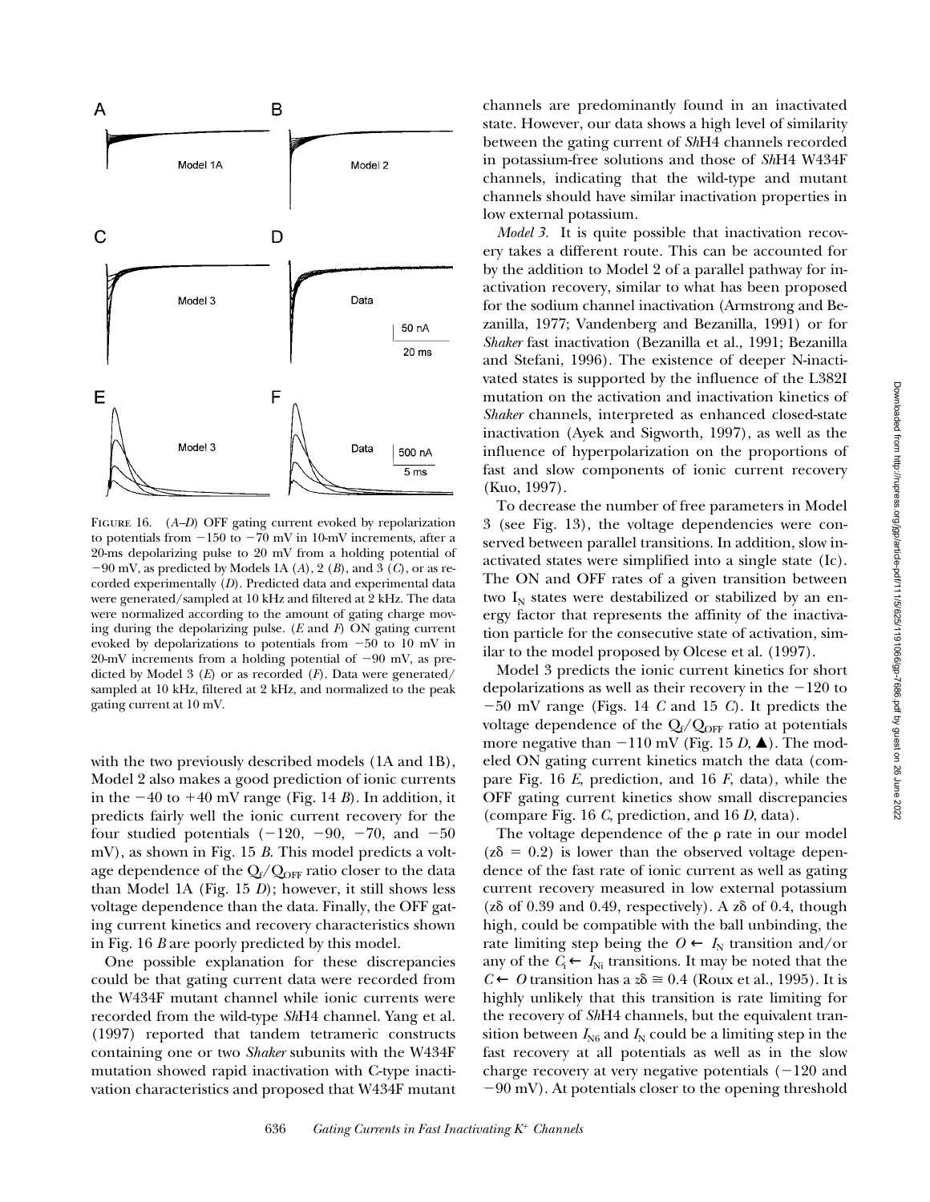FIGURE 16. (*A–D*) OFF gating current evoked by repolarization to potentials from −150 to −70 mV in 10-mV increments, after a 20-ms depolarizing pulse to 20 mV from a holding potential of −90 mV, as predicted by Models 1A (*A*), 2 (*B*), and 3 (*C*), or as recorded experimentally (*D*). Predicted data and experimental data were generated/sampled at 10 kHz and filtered at 2 kHz. The data were normalized according to the amount of gating charge moving during the depolarizing pulse. (*E* and *F*) ON gating current evoked by depolarizations to potentials from −50 to 10 mV in 20-mV increments from a holding potential of −90 mV, as predicted by Model 3 (*E*) or as recorded (*F*). Data were generated/sampled at 10 kHz, filtered at 2 kHz, and normalized to the peak gating current at 10 mV.

with the two previously described models (1A and 1B), Model 2 also makes a good prediction of ionic currents in the −40 to +40 mV range (Fig. 14 *B*). In addition, it predicts fairly well the ionic current recovery for the four studied potentials (−120, −90, −70, and −50 mV), as shown in Fig. 15 *B*. This model predicts a voltage dependence of the $Q_r/Q_{OFF}$ ratio closer to the data than Model 1A (Fig. 15 *D*); however, it still shows less voltage dependence than the data. Finally, the OFF gating current kinetics and recovery characteristics shown in Fig. 16 *B* are poorly predicted by this model.

One possible explanation for these discrepancies could be that gating current data were recorded from the W434F mutant channel while ionic currents were recorded from the wild-type *Sh*H4 channel. Yang et al. (1997) reported that tandem tetrameric constructs containing one or two *Shaker* subunits with the W434F mutation showed rapid inactivation with C-type inactivation characteristics and proposed that W434F mutant channels are predominantly found in an inactivated state. However, our data shows a high level of similarity between the gating current of *Sh*H4 channels recorded in potassium-free solutions and those of *Sh*H4 W434F channels, indicating that the wild-type and mutant channels should have similar inactivation properties in low external potassium.

*Model 3.* It is quite possible that inactivation recovery takes a different route. This can be accounted for by the addition to Model 2 of a parallel pathway for inactivation recovery, similar to what has been proposed for the sodium channel inactivation (Armstrong and Bezanilla, 1977; Vandenberg and Bezanilla, 1991) or for *Shaker* fast inactivation (Bezanilla et al., 1991; Bezanilla and Stefani, 1996). The existence of deeper N-inactivated states is supported by the influence of the L382I mutation on the activation and inactivation kinetics of *Shaker* channels, interpreted as enhanced closed-state inactivation (Ayek and Sigworth, 1997), as well as the influence of hyperpolarization on the proportions of fast and slow components of ionic current recovery (Kuo, 1997).

To decrease the number of free parameters in Model 3 (see Fig. 13), the voltage dependencies were conserved between parallel transitions. In addition, slow inactivated states were simplified into a single state (Ic). The ON and OFF rates of a given transition between two $I_N$ states were destabilized or stabilized by an energy factor that represents the affinity of the inactivation particle for the consecutive state of activation, similar to the model proposed by Olcese et al. (1997).

Model 3 predicts the ionic current kinetics for short depolarizations as well as their recovery in the −120 to −50 mV range (Figs. 14 *C* and 15 *C*). It predicts the voltage dependence of the $Q_r/Q_{OFF}$ ratio at potentials more negative than −110 mV (Fig. 15 *D*, ▲). The modeled ON gating current kinetics match the data (compare Fig. 16 *E*, prediction, and 16 *F*, data), while the OFF gating current kinetics show small discrepancies (compare Fig. 16 *C*, prediction, and 16 *D*, data).

The voltage dependence of the ρ rate in our model ($z\delta = 0.2$) is lower than the observed voltage dependence of the fast rate of ionic current as well as gating current recovery measured in low external potassium ($z\delta$ of 0.39 and 0.49, respectively). A $z\delta$ of 0.4, though high, could be compatible with the ball unbinding, the rate limiting step being the $O \leftarrow I_N$ transition and/or any of the $C_i \leftarrow I_{Ni}$ transitions. It may be noted that the $C \leftarrow O$ transition has a $z\delta \cong 0.4$ (Roux et al., 1995). It is highly unlikely that this transition is rate limiting for the recovery of *Sh*H4 channels, but the equivalent transition between $I_{N6}$ and $I_N$ could be a limiting step in the fast recovery at all potentials as well as in the slow charge recovery at very negative potentials (−120 and −90 mV). At potentials closer to the opening threshold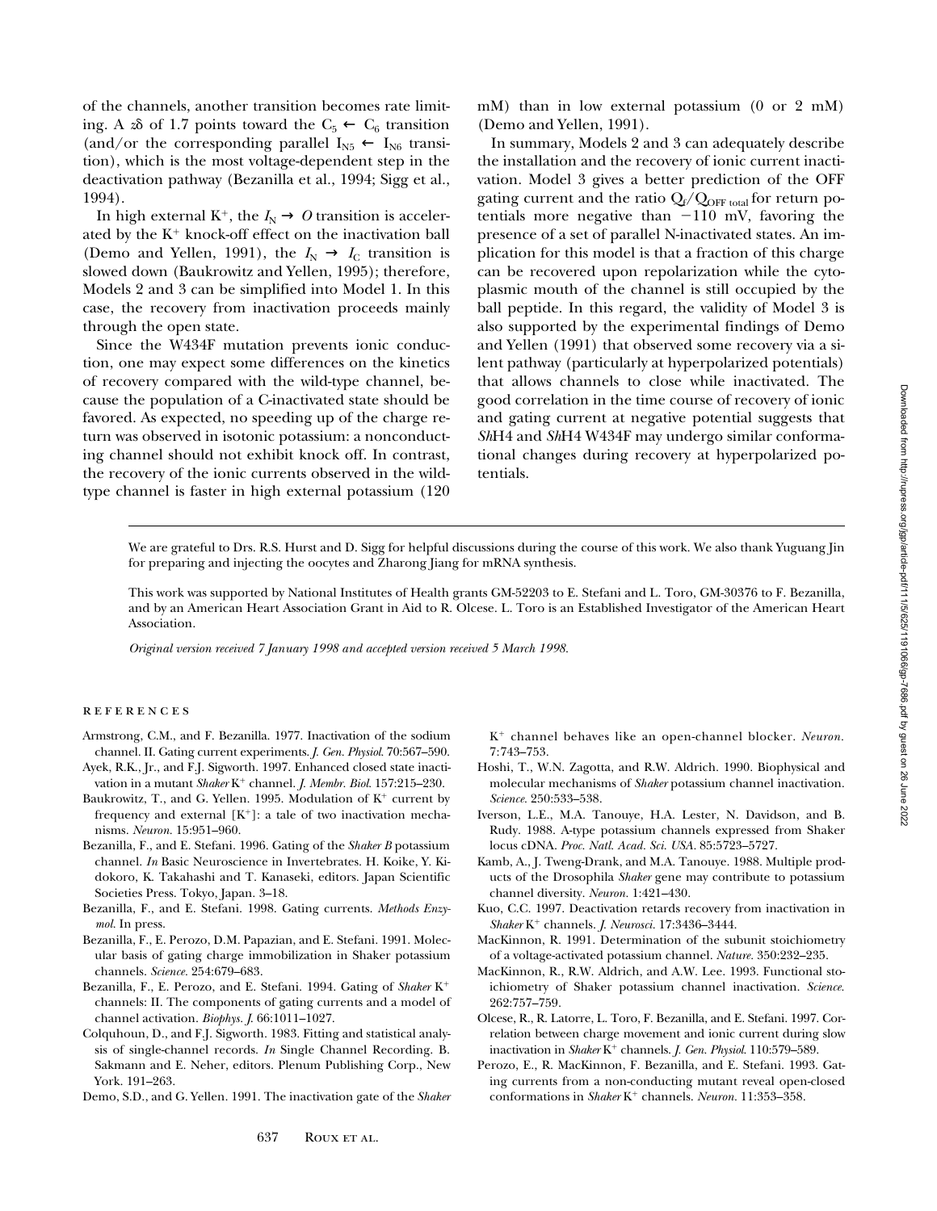of the channels, another transition becomes rate limiting. A $z\delta$ of 1.7 points toward the $C_5 \leftarrow C_6$ transition (and/or the corresponding parallel $I_{N5} \leftarrow I_{N6}$ transition), which is the most voltage-dependent step in the deactivation pathway (Bezanilla et al., 1994; Sigg et al., 1994).

In high external $K^+$, the $I_N \rightarrow O$ transition is accelerated by the $K^+$ knock-off effect on the inactivation ball (Demo and Yellen, 1991), the $I_N \rightarrow I_C$ transition is slowed down (Baukrowitz and Yellen, 1995); therefore, Models 2 and 3 can be simplified into Model 1. In this case, the recovery from inactivation proceeds mainly through the open state.

Since the W434F mutation prevents ionic conduction, one may expect some differences on the kinetics of recovery compared with the wild-type channel, because the population of a C-inactivated state should be favored. As expected, no speeding up of the charge return was observed in isotonic potassium: a nonconducting channel should not exhibit knock off. In contrast, the recovery of the ionic currents observed in the wild-type channel is faster in high external potassium (120 mM) than in low external potassium (0 or 2 mM) (Demo and Yellen, 1991).

In summary, Models 2 and 3 can adequately describe the installation and the recovery of ionic current inactivation. Model 3 gives a better prediction of the OFF gating current and the ratio $Q_f/Q_{OFF\ total}$ for return potentials more negative than $-110$ mV, favoring the presence of a set of parallel N-inactivated states. An implication for this model is that a fraction of this charge can be recovered upon repolarization while the cytoplasmic mouth of the channel is still occupied by the ball peptide. In this regard, the validity of Model 3 is also supported by the experimental findings of Demo and Yellen (1991) that observed some recovery via a silent pathway (particularly at hyperpolarized potentials) that allows channels to close while inactivated. The good correlation in the time course of recovery of ionic and gating current at negative potential suggests that *Sh*H4 and *Sh*H4 W434F may undergo similar conformational changes during recovery at hyperpolarized potentials.

---

We are grateful to Drs. R.S. Hurst and D. Sigg for helpful discussions during the course of this work. We also thank Yuguang Jin for preparing and injecting the oocytes and Zharong Jiang for mRNA synthesis.

This work was supported by National Institutes of Health grants GM-52203 to E. Stefani and L. Toro, GM-30376 to F. Bezanilla, and by an American Heart Association Grant in Aid to R. Olcese. L. Toro is an Established Investigator of the American Heart Association.

*Original version received 7 January 1998 and accepted version received 5 March 1998.*

## REFERENCES

Armstrong, C.M., and F. Bezanilla. 1977. Inactivation of the sodium channel. II. Gating current experiments. *J. Gen. Physiol.* 70:567–590.

Ayek, R.K., Jr., and F.J. Sigworth. 1997. Enhanced closed state inactivation in a mutant *Shaker* K+ channel. *J. Membr. Biol.* 157:215–230.

Baukrowitz, T., and G. Yellen. 1995. Modulation of K+ current by frequency and external [K+]: a tale of two inactivation mechanisms. *Neuron.* 15:951–960.

Bezanilla, F., and E. Stefani. 1996. Gating of the *Shaker B* potassium channel. *In* Basic Neuroscience in Invertebrates. H. Koike, Y. Kidokoro, K. Takahashi and T. Kanaseki, editors. Japan Scientific Societies Press. Tokyo, Japan. 3–18.

Bezanilla, F., and E. Stefani. 1998. Gating currents. *Methods Enzymol.* In press.

Bezanilla, F., E. Perozo, D.M. Papazian, and E. Stefani. 1991. Molecular basis of gating charge immobilization in Shaker potassium channels. *Science.* 254:679–683.

Bezanilla, F., E. Perozo, and E. Stefani. 1994. Gating of *Shaker* K+ channels: II. The components of gating currents and a model of channel activation. *Biophys. J.* 66:1011–1027.

Colquhoun, D., and F.J. Sigworth. 1983. Fitting and statistical analysis of single-channel records. *In* Single Channel Recording. B. Sakmann and E. Neher, editors. Plenum Publishing Corp., New York. 191–263.

Demo, S.D., and G. Yellen. 1991. The inactivation gate of the *Shaker* K+ channel behaves like an open-channel blocker. *Neuron.* 7:743–753.

Hoshi, T., W.N. Zagotta, and R.W. Aldrich. 1990. Biophysical and molecular mechanisms of *Shaker* potassium channel inactivation. *Science.* 250:533–538.

Iverson, L.E., M.A. Tanouye, H.A. Lester, N. Davidson, and B. Rudy. 1988. A-type potassium channels expressed from Shaker locus cDNA. *Proc. Natl. Acad. Sci. USA.* 85:5723–5727.

Kamb, A., J. Tweng-Drank, and M.A. Tanouye. 1988. Multiple products of the Drosophila *Shaker* gene may contribute to potassium channel diversity. *Neuron.* 1:421–430.

Kuo, C.C. 1997. Deactivation retards recovery from inactivation in *Shaker* K+ channels. *J. Neurosci.* 17:3436–3444.

MacKinnon, R. 1991. Determination of the subunit stoichiometry of a voltage-activated potassium channel. *Nature.* 350:232–235.

MacKinnon, R., R.W. Aldrich, and A.W. Lee. 1993. Functional stoichiometry of Shaker potassium channel inactivation. *Science.* 262:757–759.

Olcese, R., R. Latorre, L. Toro, F. Bezanilla, and E. Stefani. 1997. Correlation between charge movement and ionic current during slow inactivation in *Shaker* K+ channels. *J. Gen. Physiol.* 110:579–589.

Perozo, E., R. MacKinnon, F. Bezanilla, and E. Stefani. 1993. Gating currents from a non-conducting mutant reveal open-closed conformations in *Shaker* K+ channels. *Neuron.* 11:353–358.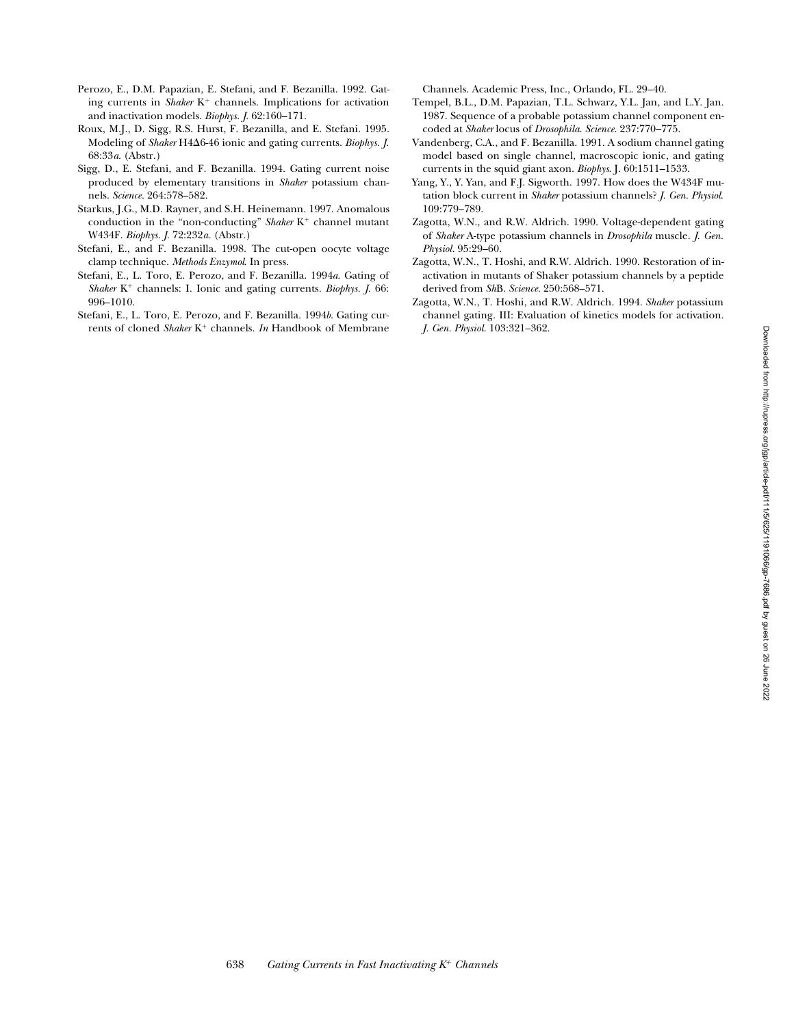Perozo, E., D.M. Papazian, E. Stefani, and F. Bezanilla. 1992. Gating currents in *Shaker* K+ channels. Implications for activation and inactivation models. *Biophys. J.* 62:160–171.

Roux, M.J., D. Sigg, R.S. Hurst, F. Bezanilla, and E. Stefani. 1995. Modeling of *Shaker* H4Δ6-46 ionic and gating currents. *Biophys. J.* 68:33*a*. (Abstr.)

Sigg, D., E. Stefani, and F. Bezanilla. 1994. Gating current noise produced by elementary transitions in *Shaker* potassium channels. *Science.* 264:578–582.

Starkus, J.G., M.D. Rayner, and S.H. Heinemann. 1997. Anomalous conduction in the "non-conducting" *Shaker* K+ channel mutant W434F. *Biophys. J.* 72:232*a*. (Abstr.)

Stefani, E., and F. Bezanilla. 1998. The cut-open oocyte voltage clamp technique. *Methods Enzymol.* In press.

Stefani, E., L. Toro, E. Perozo, and F. Bezanilla. 1994*a*. Gating of *Shaker* K+ channels: I. Ionic and gating currents. *Biophys. J.* 66: 996–1010.

Stefani, E., L. Toro, E. Perozo, and F. Bezanilla. 1994*b*. Gating currents of cloned *Shaker* K+ channels. *In* Handbook of Membrane Channels. Academic Press, Inc., Orlando, FL. 29–40.

Tempel, B.L., D.M. Papazian, T.L. Schwarz, Y.L. Jan, and L.Y. Jan. 1987. Sequence of a probable potassium channel component encoded at *Shaker* locus of *Drosophila*. *Science.* 237:770–775.

Vandenberg, C.A., and F. Bezanilla. 1991. A sodium channel gating model based on single channel, macroscopic ionic, and gating currents in the squid giant axon. *Biophys.* J. 60:1511–1533.

Yang, Y., Y. Yan, and F.J. Sigworth. 1997. How does the W434F mutation block current in *Shaker* potassium channels? *J. Gen. Physiol.* 109:779–789.

Zagotta, W.N., and R.W. Aldrich. 1990. Voltage-dependent gating of *Shaker* A-type potassium channels in *Drosophila* muscle. *J. Gen. Physiol.* 95:29–60.

Zagotta, W.N., T. Hoshi, and R.W. Aldrich. 1990. Restoration of inactivation in mutants of Shaker potassium channels by a peptide derived from *Sh*B. *Science.* 250:568–571.

Zagotta, W.N., T. Hoshi, and R.W. Aldrich. 1994. *Shaker* potassium channel gating. III: Evaluation of kinetics models for activation. *J. Gen. Physiol.* 103:321–362.